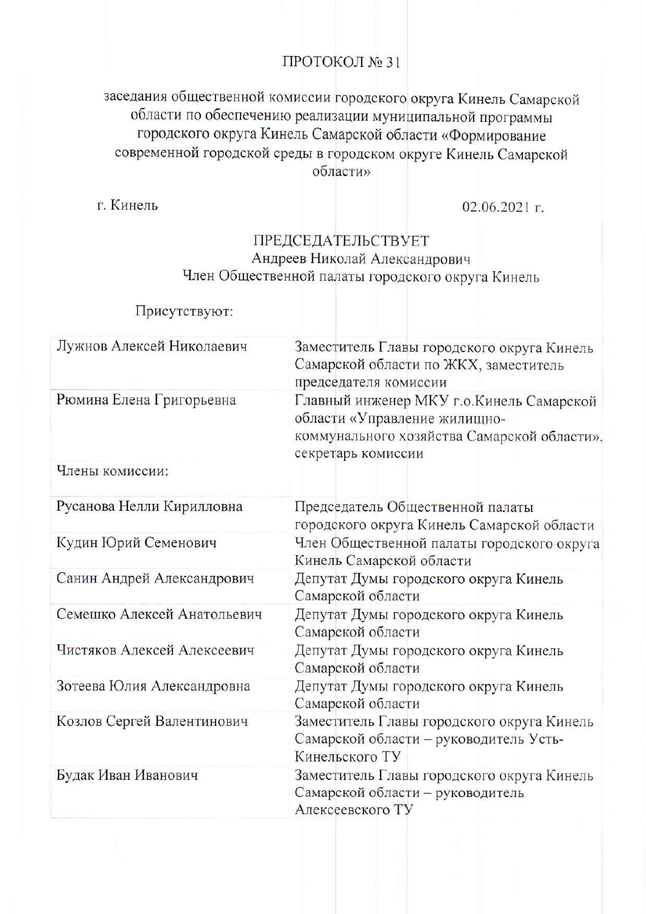# ПРОТОКОЛ № 31

заседания общественной комиссии городского округа Кинель Самарской области по обеспечению реализации муниципальной программы городского округа Кинель Самарской области «Формирование современной городской среды в городском округе Кинель Самарской области»

г. Кинель 02.06.2021 г.

ПРЕДСЕДАТЕЛЬСТВУЕТ
Андреев Николай Александрович
Член Общественной палаты городского округа Кинель

Присутствуют:

| | |
|---|---|
| Лужнов Алексей Николаевич | Заместитель Главы городского округа Кинель Самарской области по ЖКХ, заместитель председателя комиссии |
| Рюмина Елена Григорьевна | Главный инженер МКУ г.о.Кинель Самарской области «Управление жилищно-коммунального хозяйства Самарской области», секретарь комиссии |
| Члены комиссии: | |
| Русанова Нелли Кирилловна | Председатель Общественной палаты городского округа Кинель Самарской области |
| Кудин Юрий Семенович | Член Общественной палаты городского округа Кинель Самарской области |
| Санин Андрей Александрович | Депутат Думы городского округа Кинель Самарской области |
| Семешко Алексей Анатольевич | Депутат Думы городского округа Кинель Самарской области |
| Чистяков Алексей Алексеевич | Депутат Думы городского округа Кинель Самарской области |
| Зотеева Юлия Александровна | Депутат Думы городского округа Кинель Самарской области |
| Козлов Сергей Валентинович | Заместитель Главы городского округа Кинель Самарской области – руководитель Усть-Кинельского ТУ |
| Будак Иван Иванович | Заместитель Главы городского округа Кинель Самарской области – руководитель Алексеевского ТУ |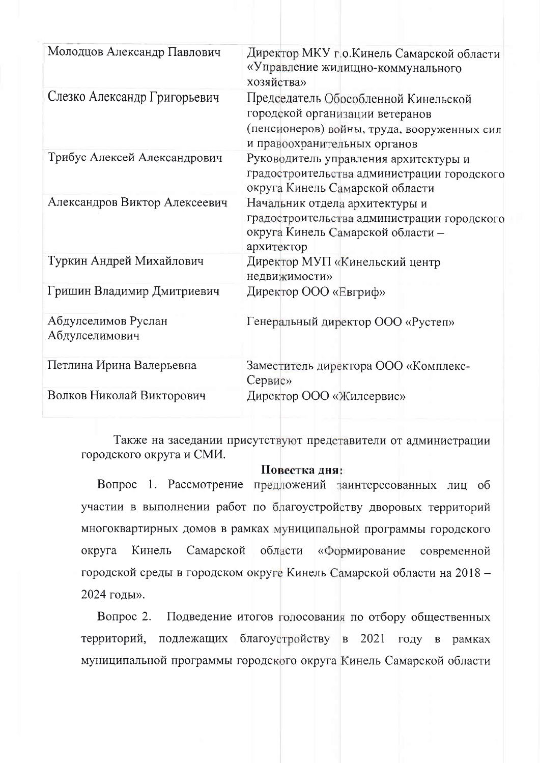| | |
|---|---|
| Молодцов Александр Павлович | Директор МКУ г.о.Кинель Самарской области «Управление жилищно-коммунального хозяйства» |
| Слезко Александр Григорьевич | Председатель Обособленной Кинельской городской организации ветеранов (пенсионеров) войны, труда, вооруженных сил и правоохранительных органов |
| Трибус Алексей Александрович | Руководитель управления архитектуры и градостроительства администрации городского округа Кинель Самарской области |
| Александров Виктор Алексеевич | Начальник отдела архитектуры и градостроительства администрации городского округа Кинель Самарской области – архитектор |
| Туркин Андрей Михайлович | Директор МУП «Кинельский центр недвижимости» |
| Гришин Владимир Дмитриевич | Директор ООО «Евгриф» |
| Абдулселимов Руслан Абдулселимович | Генеральный директор ООО «Рустеп» |
| Петлина Ирина Валерьевна | Заместитель директора ООО «Комплекс-Сервис» |
| Волков Николай Викторович | Директор ООО «Жилсервис» |

Также на заседании присутствуют представители от администрации городского округа и СМИ.

**Повестка дня:**

Вопрос 1. Рассмотрение предложений заинтересованных лиц об участии в выполнении работ по благоустройству дворовых территорий многоквартирных домов в рамках муниципальной программы городского округа Кинель Самарской области «Формирование современной городской среды в городском округе Кинель Самарской области на 2018 – 2024 годы».

Вопрос 2. Подведение итогов голосования по отбору общественных территорий, подлежащих благоустройству в 2021 году в рамках муниципальной программы городского округа Кинель Самарской области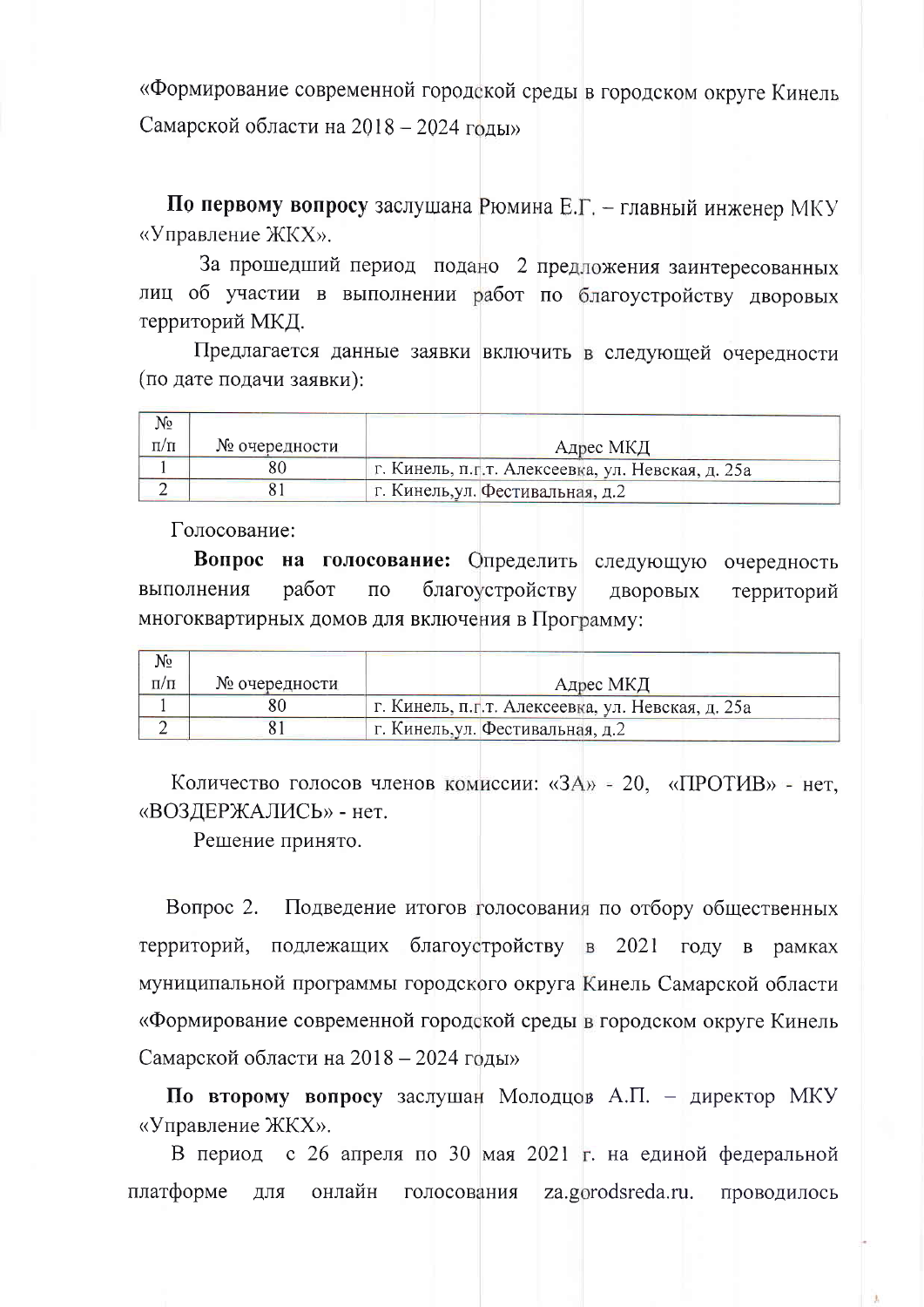«Формирование современной городской среды в городском округе Кинель Самарской области на 2018 – 2024 годы»

**По первому вопросу** заслушана Рюмина Е.Г. – главный инженер МКУ «Управление ЖКХ».

За прошедший период подано 2 предложения заинтересованных лиц об участии в выполнении работ по благоустройству дворовых территорий МКД.

Предлагается данные заявки включить в следующей очередности (по дате подачи заявки):

| № п/п | № очередности | Адрес МКД |
|---|---|---|
| 1 | 80 | г. Кинель, п.г.т. Алексеевка, ул. Невская, д. 25а |
| 2 | 81 | г. Кинель,ул. Фестивальная, д.2 |

Голосование:

**Вопрос на голосование:** Определить следующую очередность выполнения работ по благоустройству дворовых территорий многоквартирных домов для включения в Программу:

| № п/п | № очередности | Адрес МКД |
|---|---|---|
| 1 | 80 | г. Кинель, п.г.т. Алексеевка, ул. Невская, д. 25а |
| 2 | 81 | г. Кинель,ул. Фестивальная, д.2 |

Количество голосов членов комиссии: «ЗА» - 20, «ПРОТИВ» - нет, «ВОЗДЕРЖАЛИСЬ» - нет.

Решение принято.

Вопрос 2. Подведение итогов голосования по отбору общественных территорий, подлежащих благоустройству в 2021 году в рамках муниципальной программы городского округа Кинель Самарской области «Формирование современной городской среды в городском округе Кинель Самарской области на 2018 – 2024 годы»

**По второму вопросу** заслушан Молодцов А.П. – директор МКУ «Управление ЖКХ».

В период с 26 апреля по 30 мая 2021 г. на единой федеральной платформе для онлайн голосования za.gorodsreda.ru. проводилось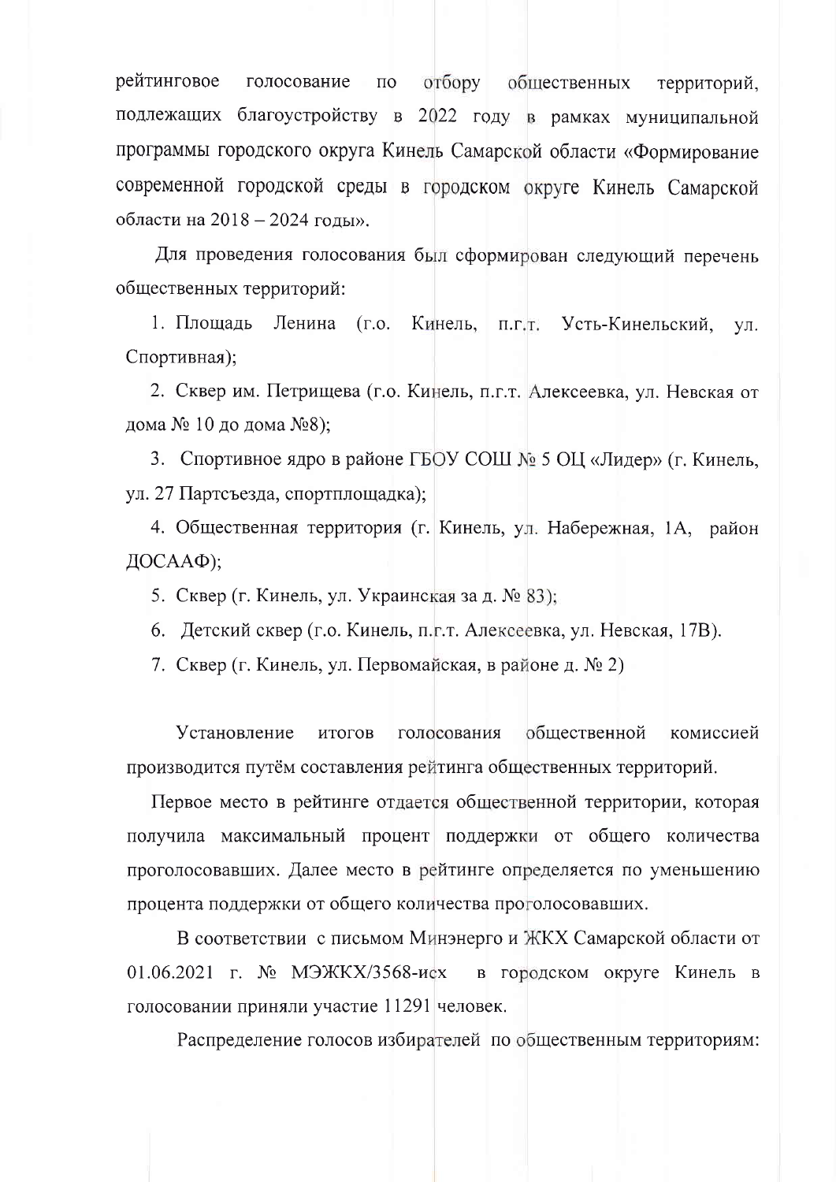рейтинговое голосование по отбору общественных территорий, подлежащих благоустройству в 2022 году в рамках муниципальной программы городского округа Кинель Самарской области «Формирование современной городской среды в городском округе Кинель Самарской области на 2018 – 2024 годы».

Для проведения голосования был сформирован следующий перечень общественных территорий:

1. Площадь Ленина (г.о. Кинель, п.г.т. Усть-Кинельский, ул. Спортивная);
2. Сквер им. Петрищева (г.о. Кинель, п.г.т. Алексеевка, ул. Невская от дома № 10 до дома №8);
3. Спортивное ядро в районе ГБОУ СОШ № 5 ОЦ «Лидер» (г. Кинель, ул. 27 Партсъезда, спортплощадка);
4. Общественная территория (г. Кинель, ул. Набережная, 1А, район ДОСААФ);
5. Сквер (г. Кинель, ул. Украинская за д. № 83);
6. Детский сквер (г.о. Кинель, п.г.т. Алексеевка, ул. Невская, 17В).
7. Сквер (г. Кинель, ул. Первомайская, в районе д. № 2)

Установление итогов голосования общественной комиссией производится путём составления рейтинга общественных территорий.

Первое место в рейтинге отдается общественной территории, которая получила максимальный процент поддержки от общего количества проголосовавших. Далее место в рейтинге определяется по уменьшению процента поддержки от общего количества проголосовавших.

В соответствии с письмом Минэнерго и ЖКХ Самарской области от 01.06.2021 г. № МЭЖКХ/3568-исх в городском округе Кинель в голосовании приняли участие 11291 человек.

Распределение голосов избирателей по общественным территориям: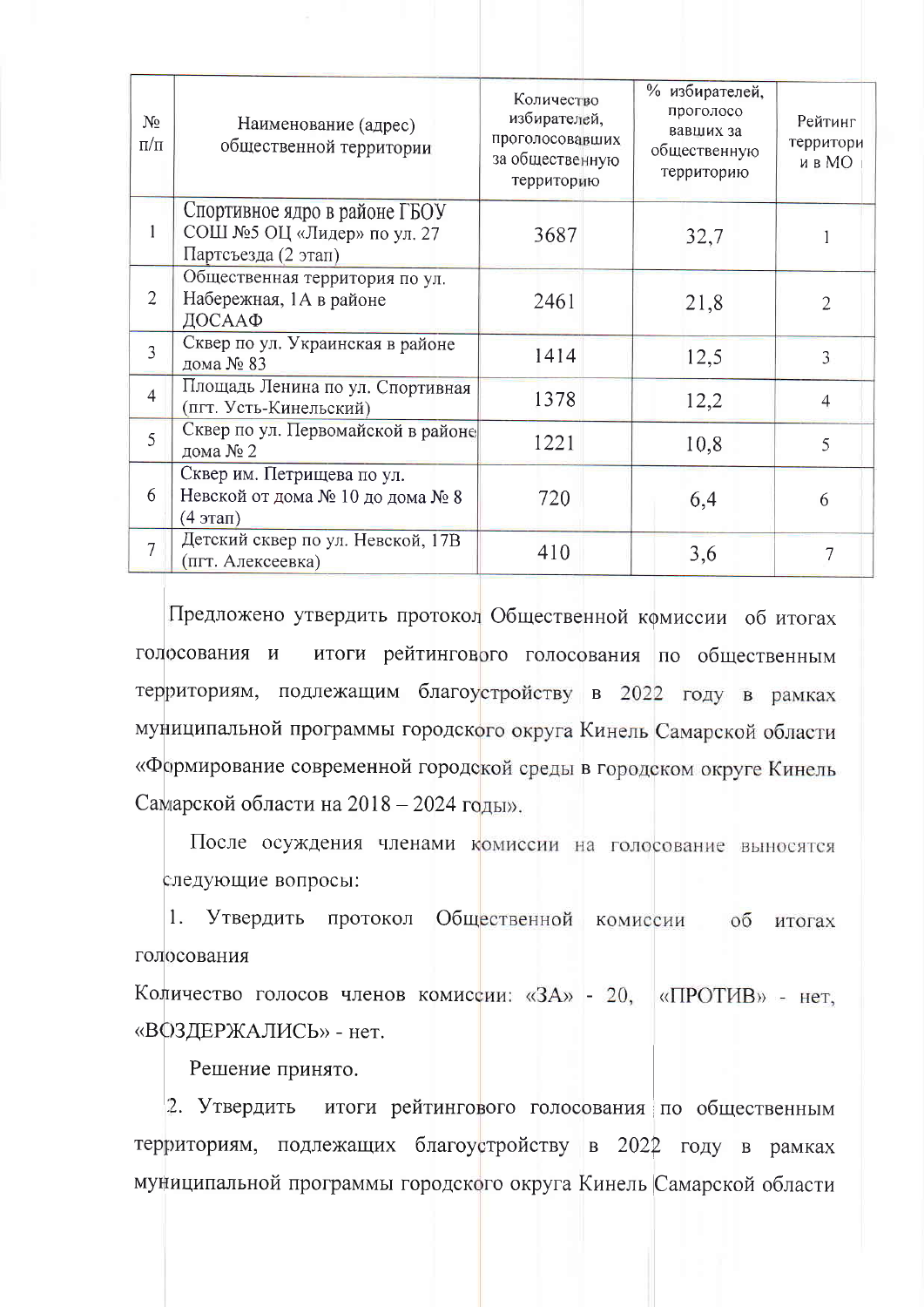| № п/п | Наименование (адрес) общественной территории | Количество избирателей, проголосовавших за общественную территорию | % избирателей, проголосовавших за общественную территорию | Рейтинг территории в МО |
|---|---|---|---|---|
| 1 | Спортивное ядро в районе ГБОУ СОШ №5 ОЦ «Лидер» по ул. 27 Партсъезда (2 этап) | 3687 | 32,7 | 1 |
| 2 | Общественная территория по ул. Набережная, 1А в районе ДОСААФ | 2461 | 21,8 | 2 |
| 3 | Сквер по ул. Украинская в районе дома № 83 | 1414 | 12,5 | 3 |
| 4 | Площадь Ленина по ул. Спортивная (пгт. Усть-Кинельский) | 1378 | 12,2 | 4 |
| 5 | Сквер по ул. Первомайской в районе дома № 2 | 1221 | 10,8 | 5 |
| 6 | Сквер им. Петрищева по ул. Невской от дома № 10 до дома № 8 (4 этап) | 720 | 6,4 | 6 |
| 7 | Детский сквер по ул. Невской, 17В (пгт. Алексеевка) | 410 | 3,6 | 7 |

Предложено утвердить протокол Общественной комиссии об итогах голосования и итоги рейтингового голосования по общественным территориям, подлежащим благоустройству в 2022 году в рамках муниципальной программы городского округа Кинель Самарской области «Формирование современной городской среды в городском округе Кинель Самарской области на 2018 – 2024 годы».

После осуждения членами комиссии на голосование выносятся следующие вопросы:

1. Утвердить протокол Общественной комиссии об итогах голосования

Количество голосов членов комиссии: «ЗА» - 20, «ПРОТИВ» - нет, «ВОЗДЕРЖАЛИСЬ» - нет.

Решение принято.

2. Утвердить итоги рейтингового голосования по общественным территориям, подлежащих благоустройству в 2022 году в рамках муниципальной программы городского округа Кинель Самарской области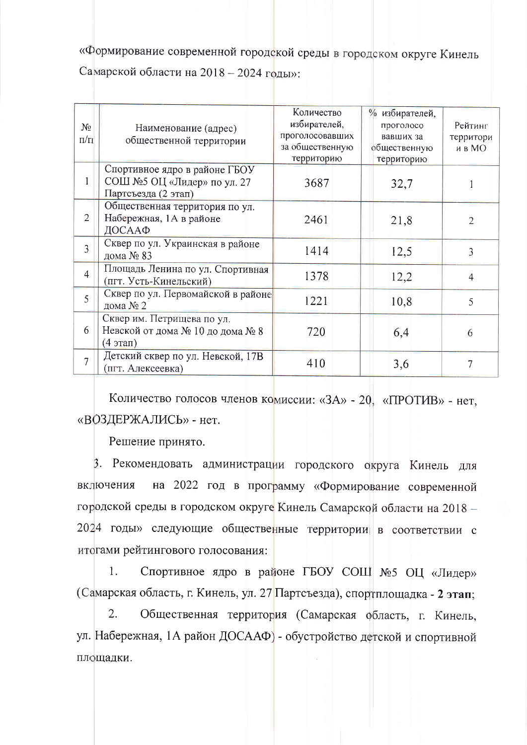«Формирование современной городской среды в городском округе Кинель Самарской области на 2018 – 2024 годы»:

| № п/п | Наименование (адрес) общественной территории | Количество избирателей, проголосовавших за общественную территорию | % избирателей, проголосо вавших за общественную территорию | Рейтинг территори и в МО |
|---|---|---|---|---|
| 1 | Спортивное ядро в районе ГБОУ СОШ №5 ОЦ «Лидер» по ул. 27 Партсъезда (2 этап) | 3687 | 32,7 | 1 |
| 2 | Общественная территория по ул. Набережная, 1А в районе ДОСААФ | 2461 | 21,8 | 2 |
| 3 | Сквер по ул. Украинская в районе дома № 83 | 1414 | 12,5 | 3 |
| 4 | Площадь Ленина по ул. Спортивная (пгт. Усть-Кинельский) | 1378 | 12,2 | 4 |
| 5 | Сквер по ул. Первомайской в районе дома № 2 | 1221 | 10,8 | 5 |
| 6 | Сквер им. Петрищева по ул. Невской от дома № 10 до дома № 8 (4 этап) | 720 | 6,4 | 6 |
| 7 | Детский сквер по ул. Невской, 17В (пгт. Алексеевка) | 410 | 3,6 | 7 |

Количество голосов членов комиссии: «ЗА» - 20, «ПРОТИВ» - нет, «ВОЗДЕРЖАЛИСЬ» - нет.

Решение принято.

3. Рекомендовать администрации городского округа Кинель для включения на 2022 год в программу «Формирование современной городской среды в городском округе Кинель Самарской области на 2018 – 2024 годы» следующие общественные территории в соответствии с итогами рейтингового голосования:

1. Спортивное ядро в районе ГБОУ СОШ №5 ОЦ «Лидер» (Самарская область, г. Кинель, ул. 27 Партсъезда), спортплощадка - **2 этап**;

2. Общественная территория (Самарская область, г. Кинель, ул. Набережная, 1А район ДОСААФ) - обустройство детской и спортивной площадки.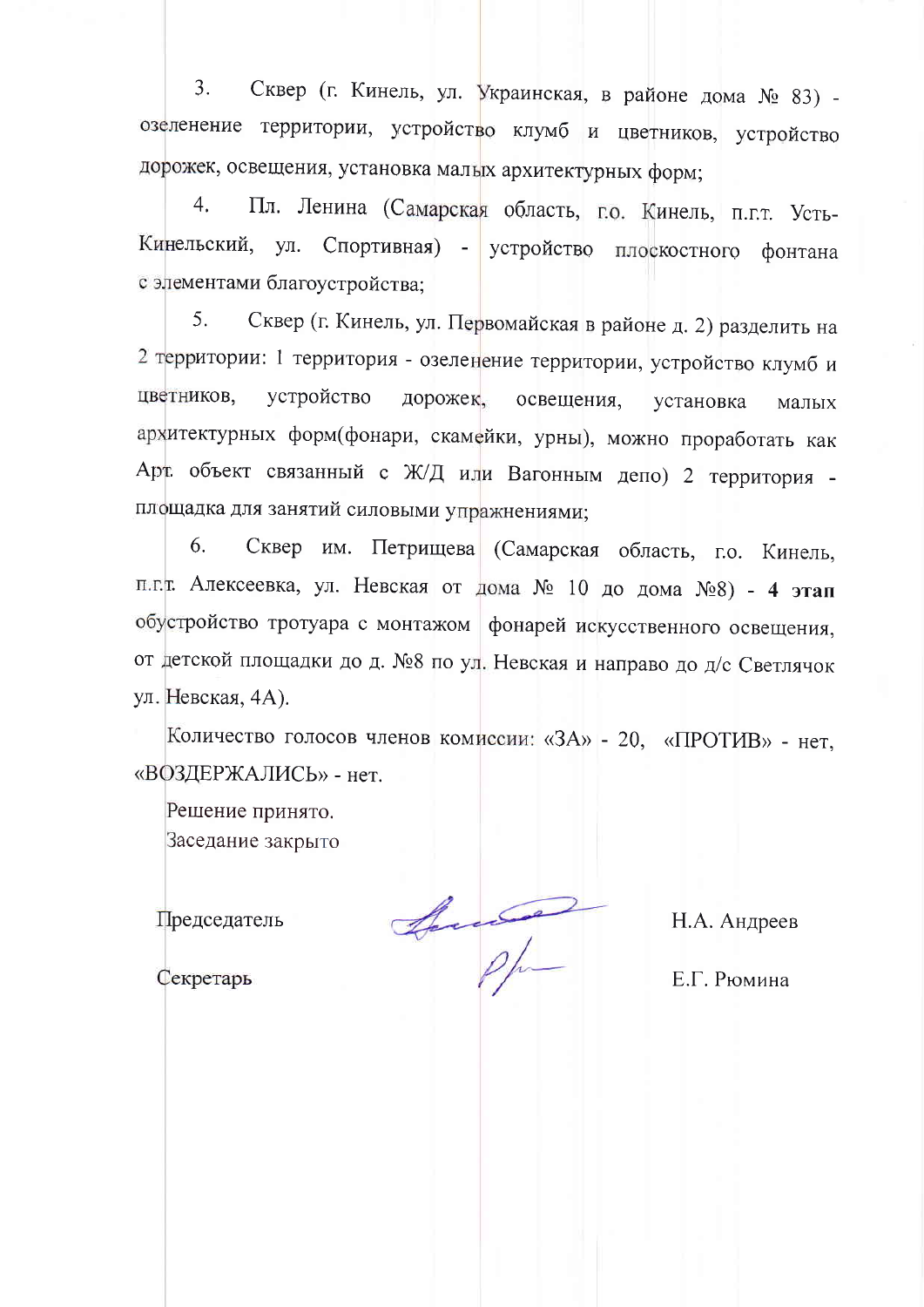3. Сквер (г. Кинель, ул. Украинская, в районе дома № 83) - озеленение территории, устройство клумб и цветников, устройство дорожек, освещения, установка малых архитектурных форм;

4. Пл. Ленина (Самарская область, г.о. Кинель, п.г.т. Усть-Кинельский, ул. Спортивная) - устройство плоскостного фонтана с элементами благоустройства;

5. Сквер (г. Кинель, ул. Первомайская в районе д. 2) разделить на 2 территории: 1 территория - озеленение территории, устройство клумб и цветников, устройство дорожек, освещения, установка малых архитектурных форм(фонари, скамейки, урны), можно проработать как Арт. объект связанный с Ж/Д или Вагонным депо) 2 территория - площадка для занятий силовыми упражнениями;

6. Сквер им. Петрищева (Самарская область, г.о. Кинель, п.г.т. Алексеевка, ул. Невская от дома № 10 до дома №8) - **4 этап** обустройство тротуара с монтажом фонарей искусственного освещения, от детской площадки до д. №8 по ул. Невская и направо до д/с Светлячок ул. Невская, 4А).

Количество голосов членов комиссии: «ЗА» - 20, «ПРОТИВ» - нет, «ВОЗДЕРЖАЛИСЬ» - нет.

Решение принято.

Заседание закрыто

Председатель Н.А. Андреев

Секретарь Е.Г. Рюмина